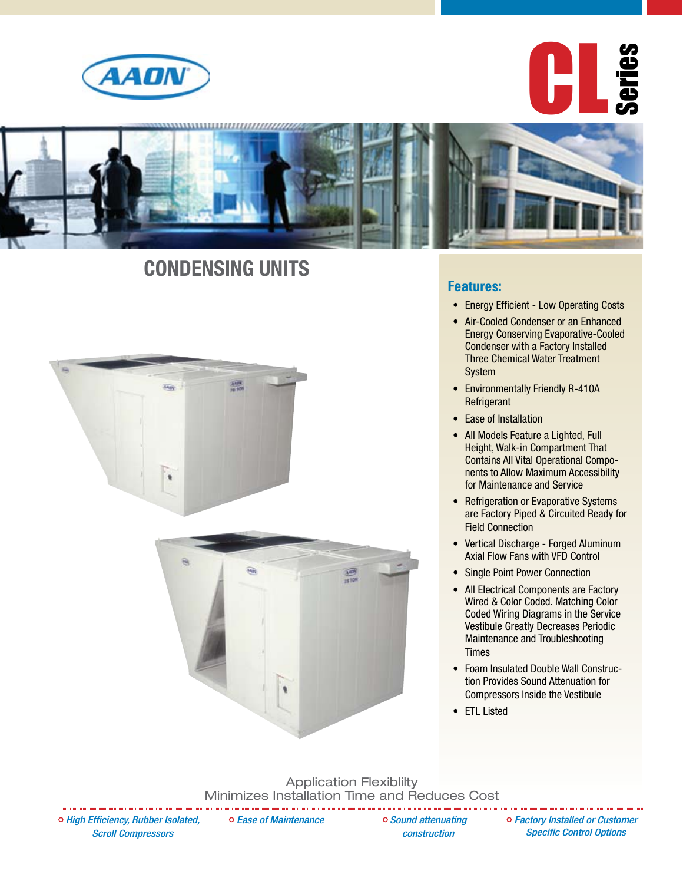AAON

# CL Series

## CONDENSING UNITS

### Features:

- Energy Efficient - Low Operating Costs
- Air-Cooled Condenser or an Enhanced Energy Conserving Evaporative-Cooled Condenser with a Factory Installed Three Chemical Water Treatment System
- Environmentally Friendly R-410A Refrigerant
- Ease of Installation
- All Models Feature a Lighted, Full Height, Walk-in Compartment That Contains All Vital Operational Components to Allow Maximum Accessibility for Maintenance and Service
- Refrigeration or Evaporative Systems are Factory Piped & Circuited Ready for Field Connection
- Vertical Discharge - Forged Aluminum Axial Flow Fans with VFD Control
- Single Point Power Connection
- All Electrical Components are Factory Wired & Color Coded. Matching Color Coded Wiring Diagrams in the Service Vestibule Greatly Decreases Periodic Maintenance and Troubleshooting Times
- Foam Insulated Double Wall Construction Provides Sound Attenuation for Compressors Inside the Vestibule
- ETL Listed

Application Flexiblilty
Minimizes Installation Time and Reduces Cost

- *High Efficiency, Rubber Isolated, Scroll Compressors*
- *Ease of Maintenance*
- *Sound attenuating construction*
- *Factory Installed or Customer Specific Control Options*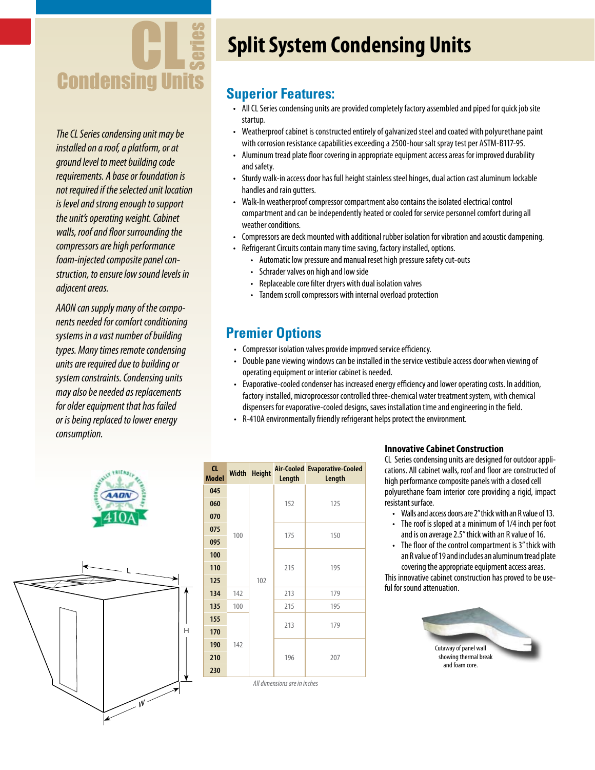# CL Series Condensing Units

*The CL Series condensing unit may be installed on a roof, a platform, or at ground level to meet building code requirements. A base or foundation is not required if the selected unit location is level and strong enough to support the unit's operating weight. Cabinet walls, roof and floor surrounding the compressors are high performance foam-injected composite panel construction, to ensure low sound levels in adjacent areas.*

*AAON can supply many of the components needed for comfort conditioning systems in a vast number of building types. Many times remote condensing units are required due to building or system constraints. Condensing units may also be needed as replacements for older equipment that has failed or is being replaced to lower energy consumption.*

# Split System Condensing Units

## Superior Features:

- All CL Series condensing units are provided completely factory assembled and piped for quick job site startup.
- Weatherproof cabinet is constructed entirely of galvanized steel and coated with polyurethane paint with corrosion resistance capabilities exceeding a 2500-hour salt spray test per ASTM-B117-95.
- Aluminum tread plate floor covering in appropriate equipment access areas for improved durability and safety.
- Sturdy walk-in access door has full height stainless steel hinges, dual action cast aluminum lockable handles and rain gutters.
- Walk-In weatherproof compressor compartment also contains the isolated electrical control compartment and can be independently heated or cooled for service personnel comfort during all weather conditions.
- Compressors are deck mounted with additional rubber isolation for vibration and acoustic dampening.
- Refrigerant Circuits contain many time saving, factory installed, options.
  - Automatic low pressure and manual reset high pressure safety cut-outs
  - Schrader valves on high and low side
  - Replaceable core filter dryers with dual isolation valves
  - Tandem scroll compressors with internal overload protection

## Premier Options

- Compressor isolation valves provide improved service efficiency.
- Double pane viewing windows can be installed in the service vestibule access door when viewing of operating equipment or interior cabinet is needed.
- Evaporative-cooled condenser has increased energy efficiency and lower operating costs. In addition, factory installed, microprocessor controlled three-chemical water treatment system, with chemical dispensers for evaporative-cooled designs, saves installation time and engineering in the field.
- R-410A environmentally friendly refrigerant helps protect the environment.

| CL Model | Width | Height | Air-Cooled Length | Evaporative-Cooled Length |
|---|---|---|---|---|
| 045 | 100 | 102 | 152 | 125 |
| 060 | | | | |
| 070 | | | | |
| 075 | | | 175 | 150 |
| 095 | | | | |
| 100 | | | 215 | 195 |
| 110 | | | | |
| 125 | | | | |
| 134 | 142 | | 213 | 179 |
| 135 | 100 | | 215 | 195 |
| 155 | 142 | | 213 | 179 |
| 170 | | | | |
| 190 | | | 196 | 207 |
| 210 | | | | |
| 230 | | | | |

*All dimensions are in inches*

### Innovative Cabinet Construction

CL Series condensing units are designed for outdoor applications. All cabinet walls, roof and floor are constructed of high performance composite panels with a closed cell polyurethane foam interior core providing a rigid, impact resistant surface.

- Walls and access doors are 2" thick with an R value of 13.
- The roof is sloped at a minimum of 1/4 inch per foot and is on average 2.5" thick with an R value of 16.
- The floor of the control compartment is 3" thick with an R value of 19 and includes an aluminum tread plate covering the appropriate equipment access areas.

This innovative cabinet construction has proved to be useful for sound attenuation.

Cutaway of panel wall showing thermal break and foam core.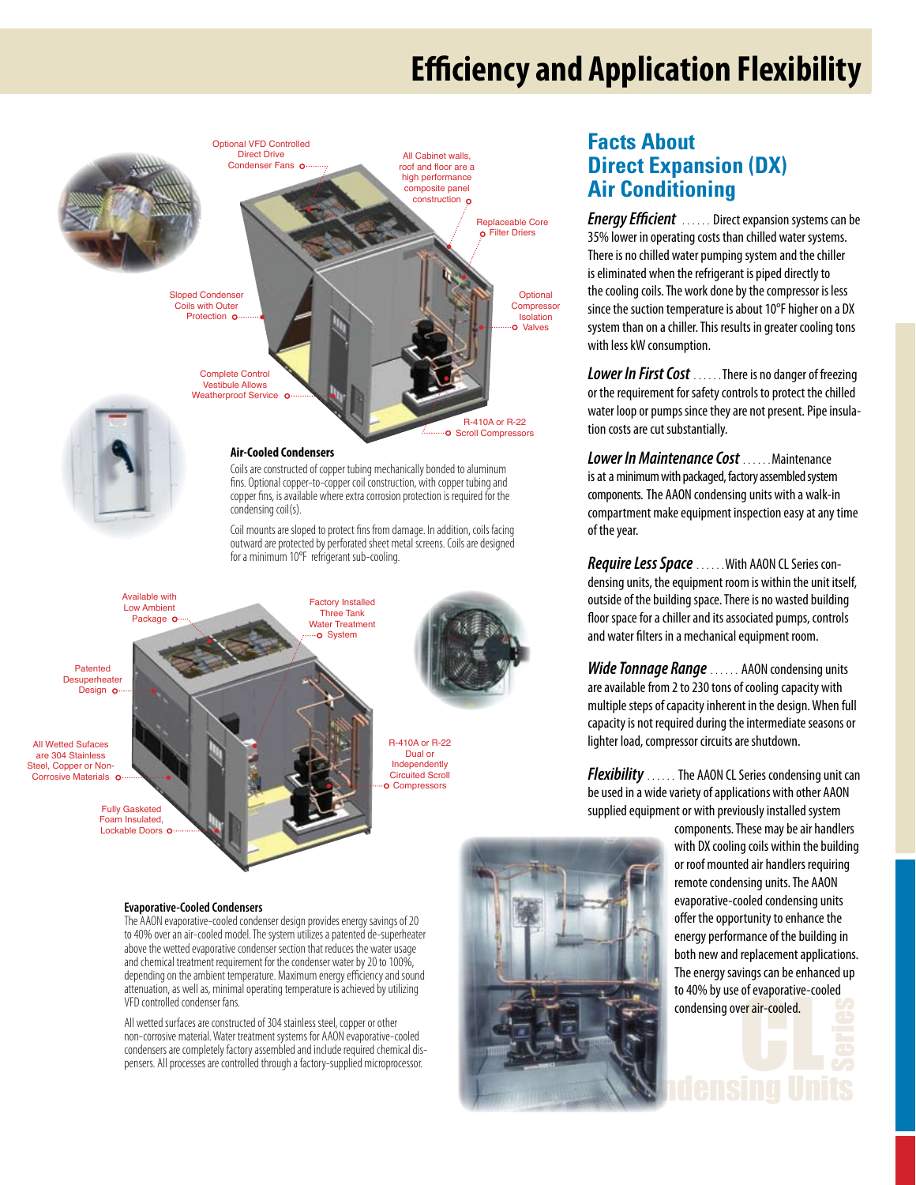# Efficiency and Application Flexibility

Optional VFD Controlled Direct Drive Condenser Fans

All Cabinet walls, roof and floor are a high performance composite panel construction

Replaceable Core Filter Driers

Sloped Condenser Coils with Outer Protection

Optional Compressor Isolation Valves

Complete Control Vestibule Allows Weatherproof Service

R-410A or R-22 Scroll Compressors

**Air-Cooled Condensers**

Coils are constructed of copper tubing mechanically bonded to aluminum fins. Optional copper-to-copper coil construction, with copper tubing and copper fins, is available where extra corrosion protection is required for the condensing coil(s).

Coil mounts are sloped to protect fins from damage. In addition, coils facing outward are protected by perforated sheet metal screens. Coils are designed for a minimum 10°F refrigerant sub-cooling.

Available with Low Ambient Package

Factory Installed Three Tank Water Treatment System

Patented Desuperheater Design

All Wetted Sufaces are 304 Stainless Steel, Copper or Non-Corrosive Materials

R-410A or R-22 Dual or Independently Circuited Scroll Compressors

Fully Gasketed Foam Insulated, Lockable Doors

**Evaporative-Cooled Condensers**

The AAON evaporative-cooled condenser design provides energy savings of 20 to 40% over an air-cooled model. The system utilizes a patented de-superheater above the wetted evaporative condenser section that reduces the water usage and chemical treatment requirement for the condenser water by 20 to 100%, depending on the ambient temperature. Maximum energy efficiency and sound attenuation, as well as, minimal operating temperature is achieved by utilizing VFD controlled condenser fans.

All wetted surfaces are constructed of 304 stainless steel, copper or other non-corrosive material. Water treatment systems for AAON evaporative-cooled condensers are completely factory assembled and include required chemical dispensers. All processes are controlled through a factory-supplied microprocessor.

## Facts About Direct Expansion (DX) Air Conditioning

***Energy Efficient*** ...... Direct expansion systems can be 35% lower in operating costs than chilled water systems. There is no chilled water pumping system and the chiller is eliminated when the refrigerant is piped directly to the cooling coils. The work done by the compressor is less since the suction temperature is about 10°F higher on a DX system than on a chiller. This results in greater cooling tons with less kW consumption.

***Lower In First Cost*** ......There is no danger of freezing or the requirement for safety controls to protect the chilled water loop or pumps since they are not present. Pipe insulation costs are cut substantially.

***Lower In Maintenance Cost*** ......Maintenance is at a minimum with packaged, factory assembled system components. The AAON condensing units with a walk-in compartment make equipment inspection easy at any time of the year.

***Require Less Space*** ......With AAON CL Series condensing units, the equipment room is within the unit itself, outside of the building space. There is no wasted building floor space for a chiller and its associated pumps, controls and water filters in a mechanical equipment room.

***Wide Tonnage Range*** ...... AAON condensing units are available from 2 to 230 tons of cooling capacity with multiple steps of capacity inherent in the design. When full capacity is not required during the intermediate seasons or lighter load, compressor circuits are shutdown.

***Flexibility*** ...... The AAON CL Series condensing unit can be used in a wide variety of applications with other AAON supplied equipment or with previously installed system components. These may be air handlers with DX cooling coils within the building or roof mounted air handlers requiring remote condensing units. The AAON evaporative-cooled condensing units offer the opportunity to enhance the energy performance of the building in both new and replacement applications. The energy savings can be enhanced up to 40% by use of evaporative-cooled condensing over air-cooled.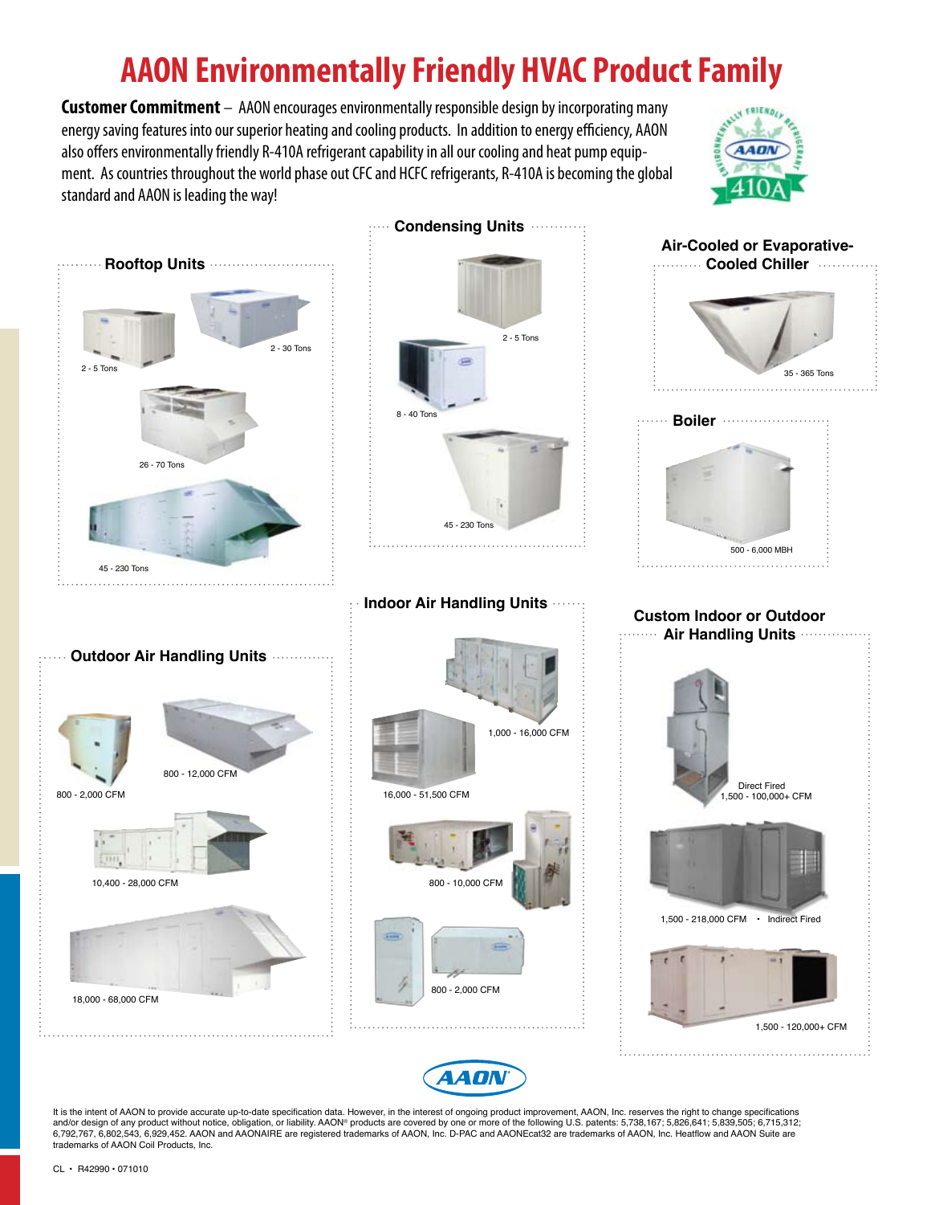# AAON Environmentally Friendly HVAC Product Family

**Customer Commitment** – AAON encourages environmentally responsible design by incorporating many energy saving features into our superior heating and cooling products. In addition to energy efficiency, AAON also offers environmentally friendly R-410A refrigerant capability in all our cooling and heat pump equipment. As countries throughout the world phase out CFC and HCFC refrigerants, R-410A is becoming the global standard and AAON is leading the way!

### Rooftop Units

2 - 5 Tons

2 - 30 Tons

26 - 70 Tons

45 - 230 Tons

### Condensing Units

2 - 5 Tons

8 - 40 Tons

45 - 230 Tons

### Air-Cooled or Evaporative-Cooled Chiller

35 - 365 Tons

### Boiler

500 - 6,000 MBH

### Outdoor Air Handling Units

800 - 2,000 CFM

800 - 12,000 CFM

10,400 - 28,000 CFM

18,000 - 68,000 CFM

### Indoor Air Handling Units

1,000 - 16,000 CFM

16,000 - 51,500 CFM

800 - 10,000 CFM

800 - 2,000 CFM

### Custom Indoor or Outdoor Air Handling Units

Direct Fired
1,500 - 100,000+ CFM

1,500 - 218,000 CFM • Indirect Fired

1,500 - 120,000+ CFM

It is the intent of AAON to provide accurate up-to-date specification data. However, in the interest of ongoing product improvement, AAON, Inc. reserves the right to change specifications and/or design of any product without notice, obligation, or liability. AAON® products are covered by one or more of the following U.S. patents: 5,738,167; 5,826,641; 5,839,505; 6,715,312; 6,792,767, 6,802,543, 6,929,452. AAON and AAONAIRE are registered trademarks of AAON, Inc. D-PAC and AAONEcat32 are trademarks of AAON, Inc. Heatflow and AAON Suite are trademarks of AAON Coil Products, Inc.

CL • R42990 • 071010